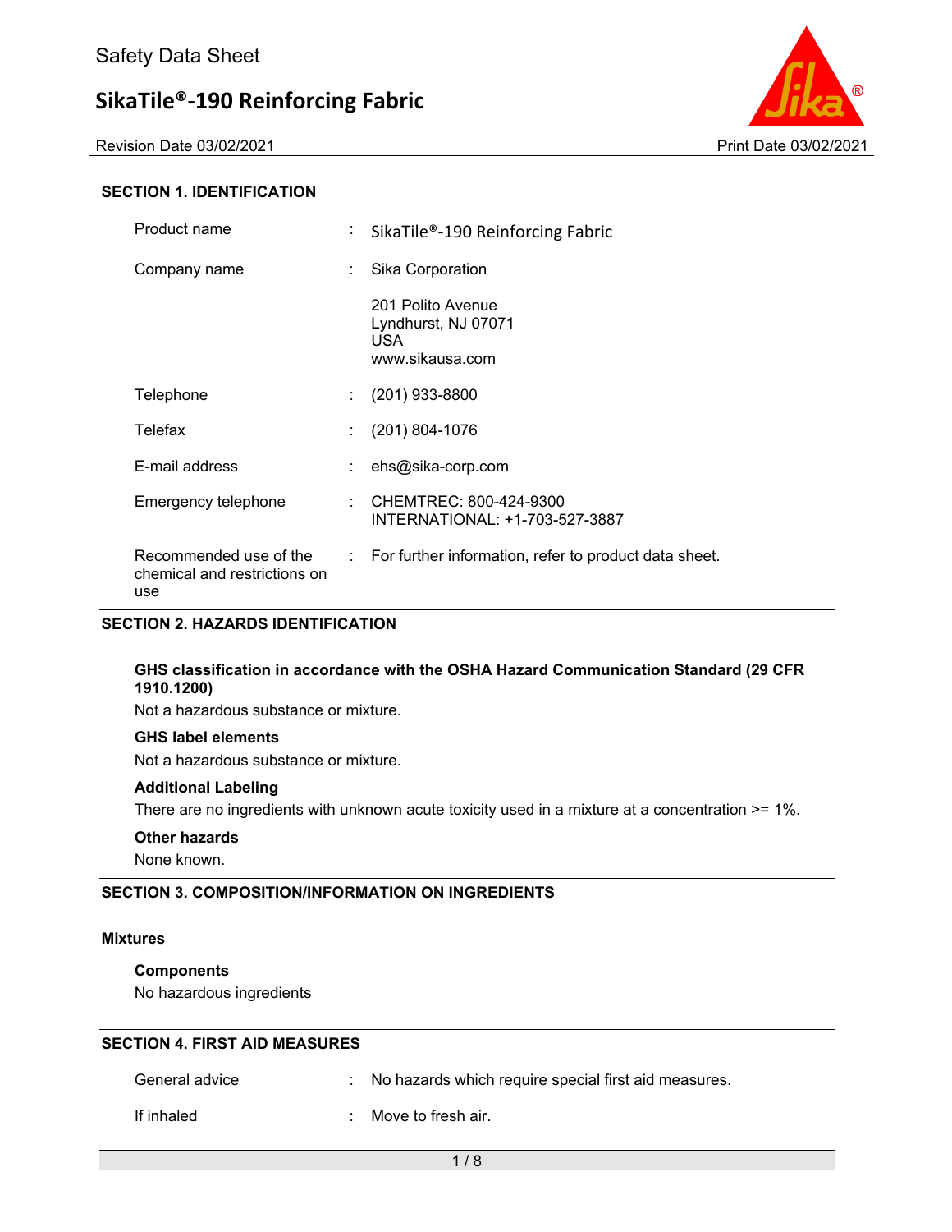# Safety Data Sheet

# SikaTile®-190 Reinforcing Fabric

Revision Date 03/02/2021 Print Date 03/02/2021

## SECTION 1. IDENTIFICATION

| | | |
|---|---|---|
| Product name | : | SikaTile®-190 Reinforcing Fabric |
| Company name | : | Sika Corporation<br><br>201 Polito Avenue<br>Lyndhurst, NJ 07071<br>USA<br>www.sikausa.com |
| Telephone | : | (201) 933-8800 |
| Telefax | : | (201) 804-1076 |
| E-mail address | : | ehs@sika-corp.com |
| Emergency telephone | : | CHEMTREC: 800-424-9300<br>INTERNATIONAL: +1-703-527-3887 |
| Recommended use of the chemical and restrictions on use | : | For further information, refer to product data sheet. |

## SECTION 2. HAZARDS IDENTIFICATION

**GHS classification in accordance with the OSHA Hazard Communication Standard (29 CFR 1910.1200)**

Not a hazardous substance or mixture.

**GHS label elements**

Not a hazardous substance or mixture.

**Additional Labeling**

There are no ingredients with unknown acute toxicity used in a mixture at a concentration >= 1%.

**Other hazards**

None known.

## SECTION 3. COMPOSITION/INFORMATION ON INGREDIENTS

**Mixtures**

**Components**

No hazardous ingredients

## SECTION 4. FIRST AID MEASURES

| | | |
|---|---|---|
| General advice | : | No hazards which require special first aid measures. |
| If inhaled | : | Move to fresh air. |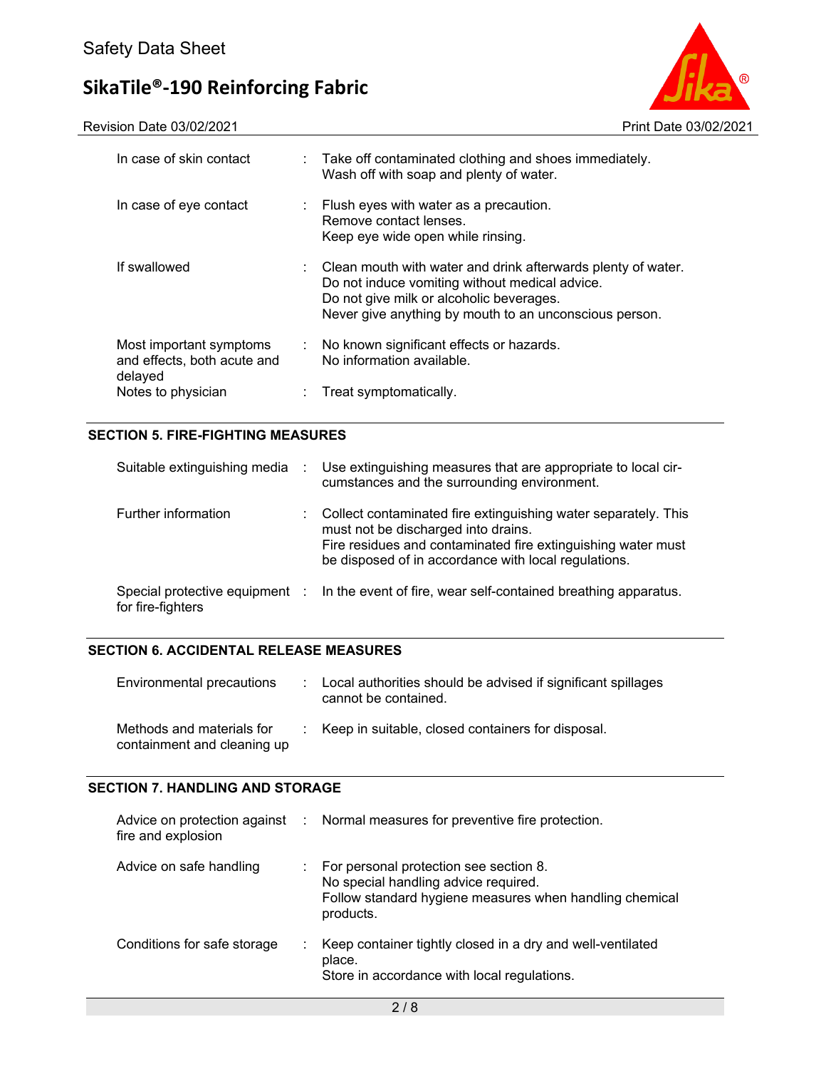| | | |
|---|---|---|
| In case of skin contact | : | Take off contaminated clothing and shoes immediately.<br>Wash off with soap and plenty of water. |
| In case of eye contact | : | Flush eyes with water as a precaution.<br>Remove contact lenses.<br>Keep eye wide open while rinsing. |
| If swallowed | : | Clean mouth with water and drink afterwards plenty of water.<br>Do not induce vomiting without medical advice.<br>Do not give milk or alcoholic beverages.<br>Never give anything by mouth to an unconscious person. |
| Most important symptoms and effects, both acute and delayed | : | No known significant effects or hazards.<br>No information available. |
| Notes to physician | : | Treat symptomatically. |

## SECTION 5. FIRE-FIGHTING MEASURES

| | | |
|---|---|---|
| Suitable extinguishing media | : | Use extinguishing measures that are appropriate to local circumstances and the surrounding environment. |
| Further information | : | Collect contaminated fire extinguishing water separately. This must not be discharged into drains.<br>Fire residues and contaminated fire extinguishing water must be disposed of in accordance with local regulations. |
| Special protective equipment for fire-fighters | : | In the event of fire, wear self-contained breathing apparatus. |

## SECTION 6. ACCIDENTAL RELEASE MEASURES

| | | |
|---|---|---|
| Environmental precautions | : | Local authorities should be advised if significant spillages cannot be contained. |
| Methods and materials for containment and cleaning up | : | Keep in suitable, closed containers for disposal. |

## SECTION 7. HANDLING AND STORAGE

| | | |
|---|---|---|
| Advice on protection against fire and explosion | : | Normal measures for preventive fire protection. |
| Advice on safe handling | : | For personal protection see section 8.<br>No special handling advice required.<br>Follow standard hygiene measures when handling chemical products. |
| Conditions for safe storage | : | Keep container tightly closed in a dry and well-ventilated place.<br>Store in accordance with local regulations. |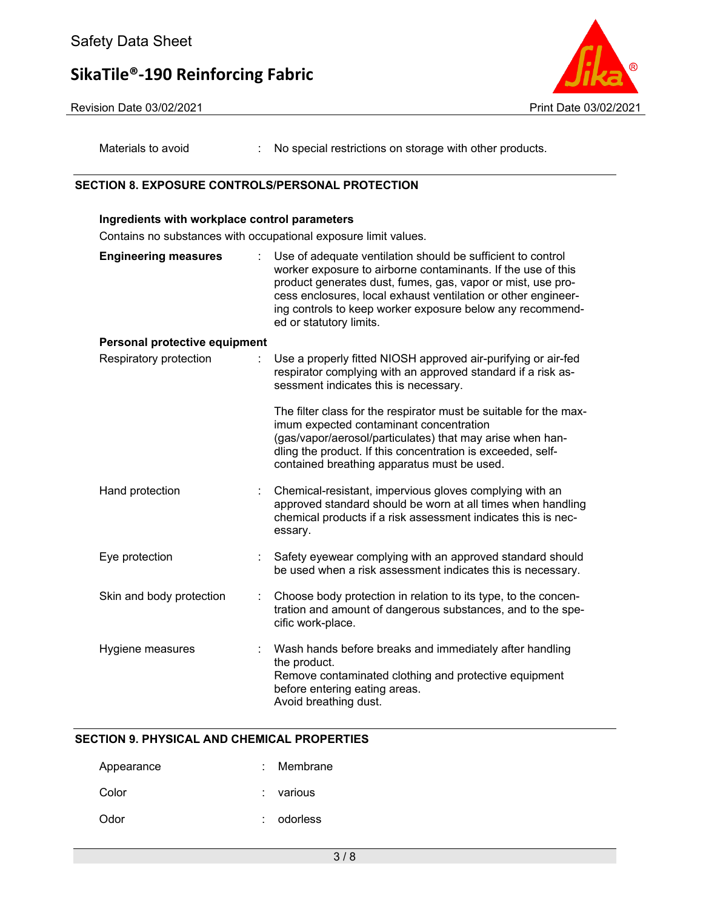Materials to avoid : No special restrictions on storage with other products.

## SECTION 8. EXPOSURE CONTROLS/PERSONAL PROTECTION

**Ingredients with workplace control parameters**

Contains no substances with occupational exposure limit values.

**Engineering measures** : Use of adequate ventilation should be sufficient to control worker exposure to airborne contaminants. If the use of this product generates dust, fumes, gas, vapor or mist, use process enclosures, local exhaust ventilation or other engineering controls to keep worker exposure below any recommended or statutory limits.

**Personal protective equipment**

Respiratory protection : Use a properly fitted NIOSH approved air-purifying or air-fed respirator complying with an approved standard if a risk assessment indicates this is necessary.

The filter class for the respirator must be suitable for the maximum expected contaminant concentration (gas/vapor/aerosol/particulates) that may arise when handling the product. If this concentration is exceeded, self-contained breathing apparatus must be used.

Hand protection : Chemical-resistant, impervious gloves complying with an approved standard should be worn at all times when handling chemical products if a risk assessment indicates this is necessary.

Eye protection : Safety eyewear complying with an approved standard should be used when a risk assessment indicates this is necessary.

Skin and body protection : Choose body protection in relation to its type, to the concentration and amount of dangerous substances, and to the specific work-place.

Hygiene measures : Wash hands before breaks and immediately after handling the product.
Remove contaminated clothing and protective equipment before entering eating areas.
Avoid breathing dust.

## SECTION 9. PHYSICAL AND CHEMICAL PROPERTIES

Appearance : Membrane

Color : various

Odor : odorless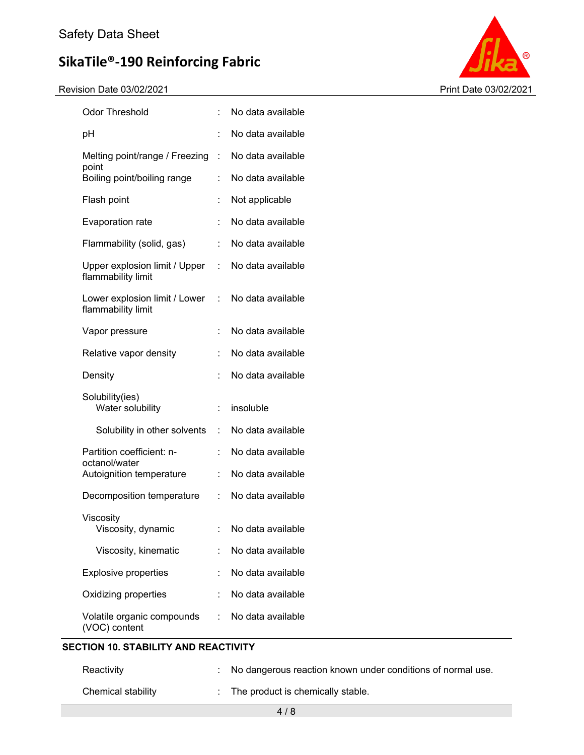| | | |
|---|---|---|
| Odor Threshold | : | No data available |
| pH | : | No data available |
| Melting point/range / Freezing point | : | No data available |
| Boiling point/boiling range | : | No data available |
| Flash point | : | Not applicable |
| Evaporation rate | : | No data available |
| Flammability (solid, gas) | : | No data available |
| Upper explosion limit / Upper flammability limit | : | No data available |
| Lower explosion limit / Lower flammability limit | : | No data available |
| Vapor pressure | : | No data available |
| Relative vapor density | : | No data available |
| Density | : | No data available |
| Solubility(ies) | | |
| Water solubility | : | insoluble |
| Solubility in other solvents | : | No data available |
| Partition coefficient: n-octanol/water | : | No data available |
| Autoignition temperature | : | No data available |
| Decomposition temperature | : | No data available |
| Viscosity | | |
| Viscosity, dynamic | : | No data available |
| Viscosity, kinematic | : | No data available |
| Explosive properties | : | No data available |
| Oxidizing properties | : | No data available |
| Volatile organic compounds (VOC) content | : | No data available |

## SECTION 10. STABILITY AND REACTIVITY

| | | |
|---|---|---|
| Reactivity | : | No dangerous reaction known under conditions of normal use. |
| Chemical stability | : | The product is chemically stable. |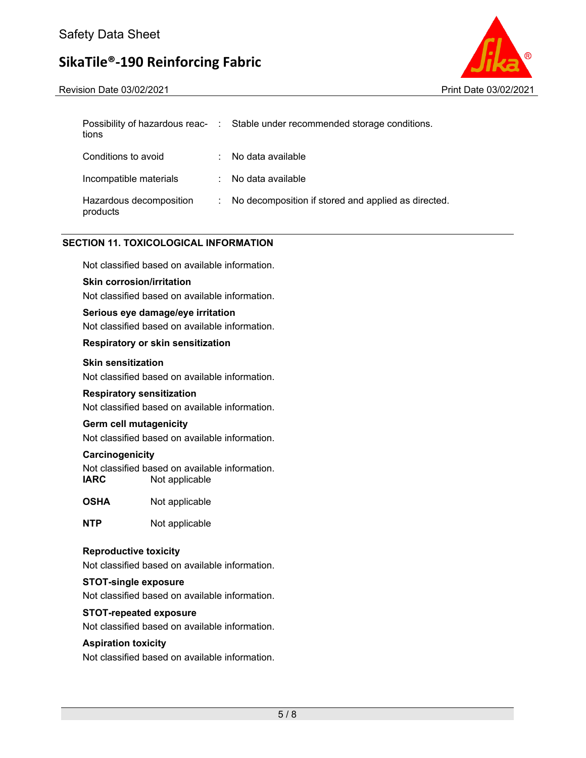| | | |
|---|---|---|
| Possibility of hazardous reactions | : | Stable under recommended storage conditions. |
| Conditions to avoid | : | No data available |
| Incompatible materials | : | No data available |
| Hazardous decomposition products | : | No decomposition if stored and applied as directed. |

## SECTION 11. TOXICOLOGICAL INFORMATION

Not classified based on available information.

**Skin corrosion/irritation**

Not classified based on available information.

**Serious eye damage/eye irritation**

Not classified based on available information.

**Respiratory or skin sensitization**

**Skin sensitization**

Not classified based on available information.

**Respiratory sensitization**

Not classified based on available information.

**Germ cell mutagenicity**

Not classified based on available information.

**Carcinogenicity**

Not classified based on available information.

| | |
|---|---|
| **IARC** | Not applicable |
| **OSHA** | Not applicable |
| **NTP** | Not applicable |

**Reproductive toxicity**

Not classified based on available information.

**STOT-single exposure**

Not classified based on available information.

**STOT-repeated exposure**

Not classified based on available information.

**Aspiration toxicity**

Not classified based on available information.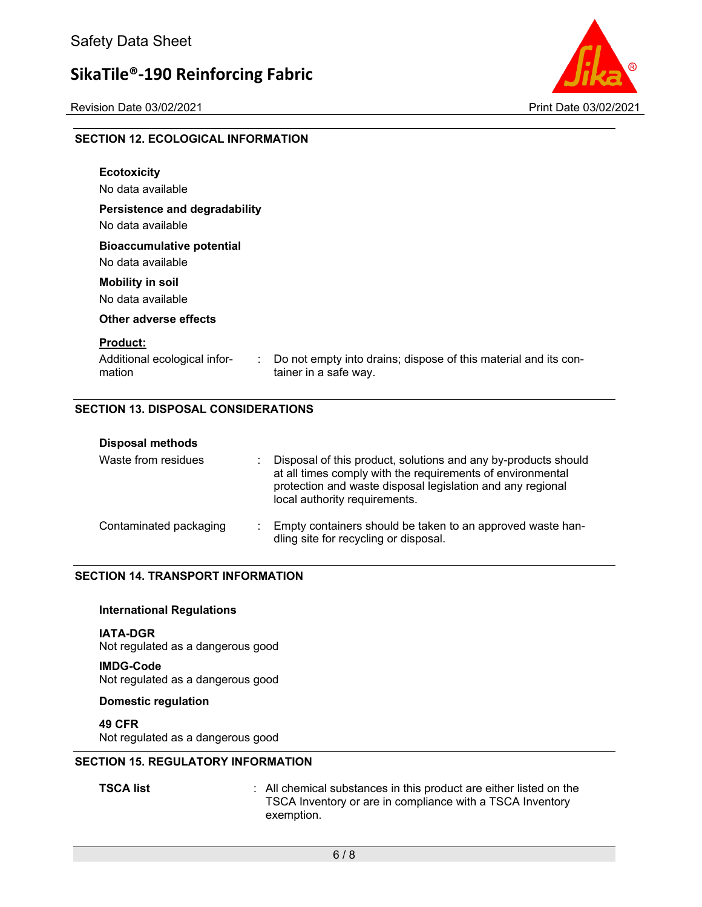## SECTION 12. ECOLOGICAL INFORMATION

**Ecotoxicity**

No data available

**Persistence and degradability**

No data available

**Bioaccumulative potential**

No data available

**Mobility in soil**

No data available

**Other adverse effects**

**Product:**

Additional ecological information : Do not empty into drains; dispose of this material and its container in a safe way.

## SECTION 13. DISPOSAL CONSIDERATIONS

**Disposal methods**

Waste from residues : Disposal of this product, solutions and any by-products should at all times comply with the requirements of environmental protection and waste disposal legislation and any regional local authority requirements.

Contaminated packaging : Empty containers should be taken to an approved waste handling site for recycling or disposal.

## SECTION 14. TRANSPORT INFORMATION

**International Regulations**

**IATA-DGR**

Not regulated as a dangerous good

**IMDG-Code**

Not regulated as a dangerous good

**Domestic regulation**

**49 CFR**

Not regulated as a dangerous good

## SECTION 15. REGULATORY INFORMATION

**TSCA list** : All chemical substances in this product are either listed on the TSCA Inventory or are in compliance with a TSCA Inventory exemption.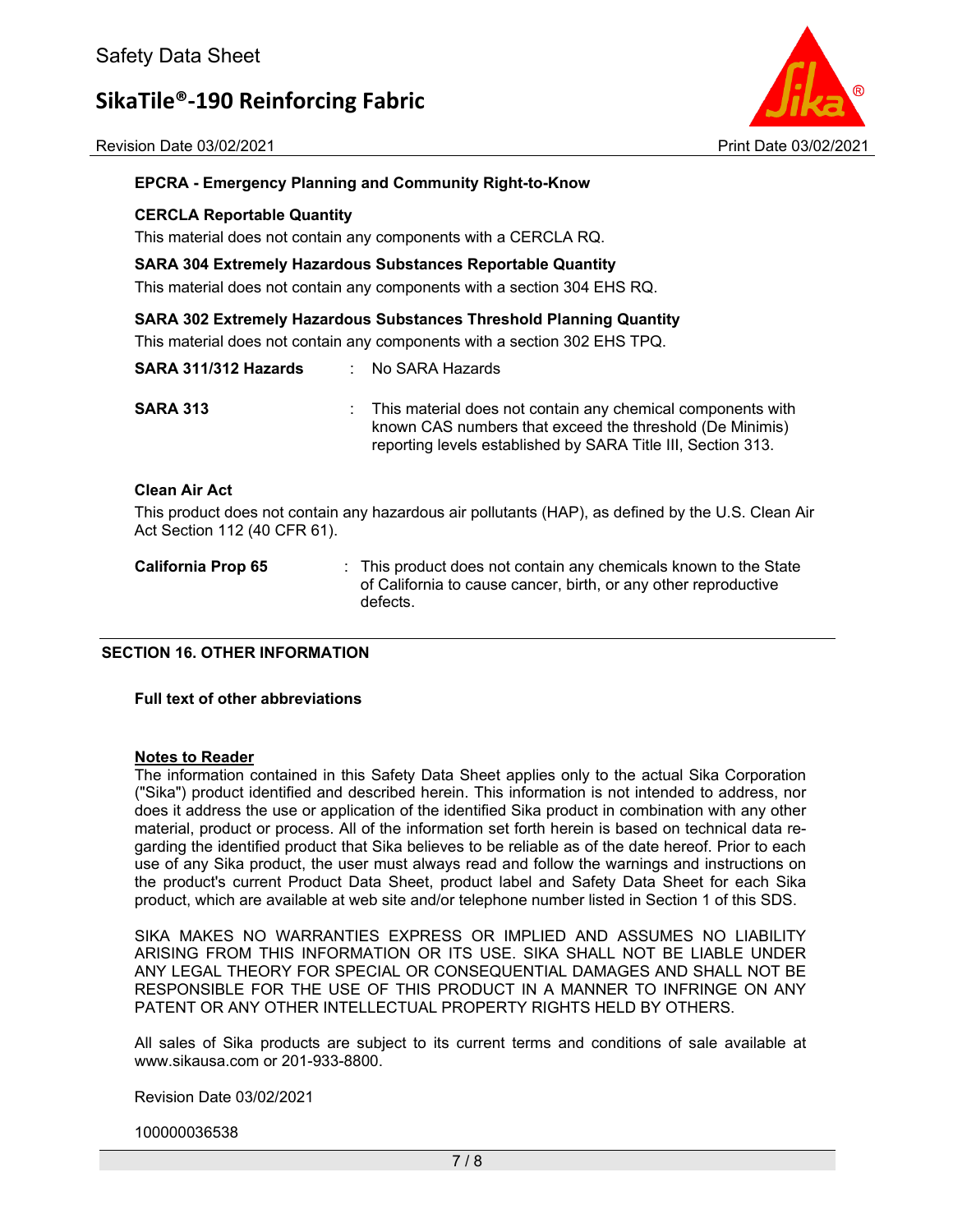**EPCRA - Emergency Planning and Community Right-to-Know**

**CERCLA Reportable Quantity**

This material does not contain any components with a CERCLA RQ.

**SARA 304 Extremely Hazardous Substances Reportable Quantity**

This material does not contain any components with a section 304 EHS RQ.

**SARA 302 Extremely Hazardous Substances Threshold Planning Quantity**

This material does not contain any components with a section 302 EHS TPQ.

**SARA 311/312 Hazards** : No SARA Hazards

**SARA 313** : This material does not contain any chemical components with known CAS numbers that exceed the threshold (De Minimis) reporting levels established by SARA Title III, Section 313.

**Clean Air Act**

This product does not contain any hazardous air pollutants (HAP), as defined by the U.S. Clean Air Act Section 112 (40 CFR 61).

**California Prop 65** : This product does not contain any chemicals known to the State of California to cause cancer, birth, or any other reproductive defects.

## SECTION 16. OTHER INFORMATION

**Full text of other abbreviations**

**Notes to Reader**

The information contained in this Safety Data Sheet applies only to the actual Sika Corporation ("Sika") product identified and described herein. This information is not intended to address, nor does it address the use or application of the identified Sika product in combination with any other material, product or process. All of the information set forth herein is based on technical data regarding the identified product that Sika believes to be reliable as of the date hereof. Prior to each use of any Sika product, the user must always read and follow the warnings and instructions on the product's current Product Data Sheet, product label and Safety Data Sheet for each Sika product, which are available at web site and/or telephone number listed in Section 1 of this SDS.

SIKA MAKES NO WARRANTIES EXPRESS OR IMPLIED AND ASSUMES NO LIABILITY ARISING FROM THIS INFORMATION OR ITS USE. SIKA SHALL NOT BE LIABLE UNDER ANY LEGAL THEORY FOR SPECIAL OR CONSEQUENTIAL DAMAGES AND SHALL NOT BE RESPONSIBLE FOR THE USE OF THIS PRODUCT IN A MANNER TO INFRINGE ON ANY PATENT OR ANY OTHER INTELLECTUAL PROPERTY RIGHTS HELD BY OTHERS.

All sales of Sika products are subject to its current terms and conditions of sale available at www.sikausa.com or 201-933-8800.

Revision Date 03/02/2021

100000036538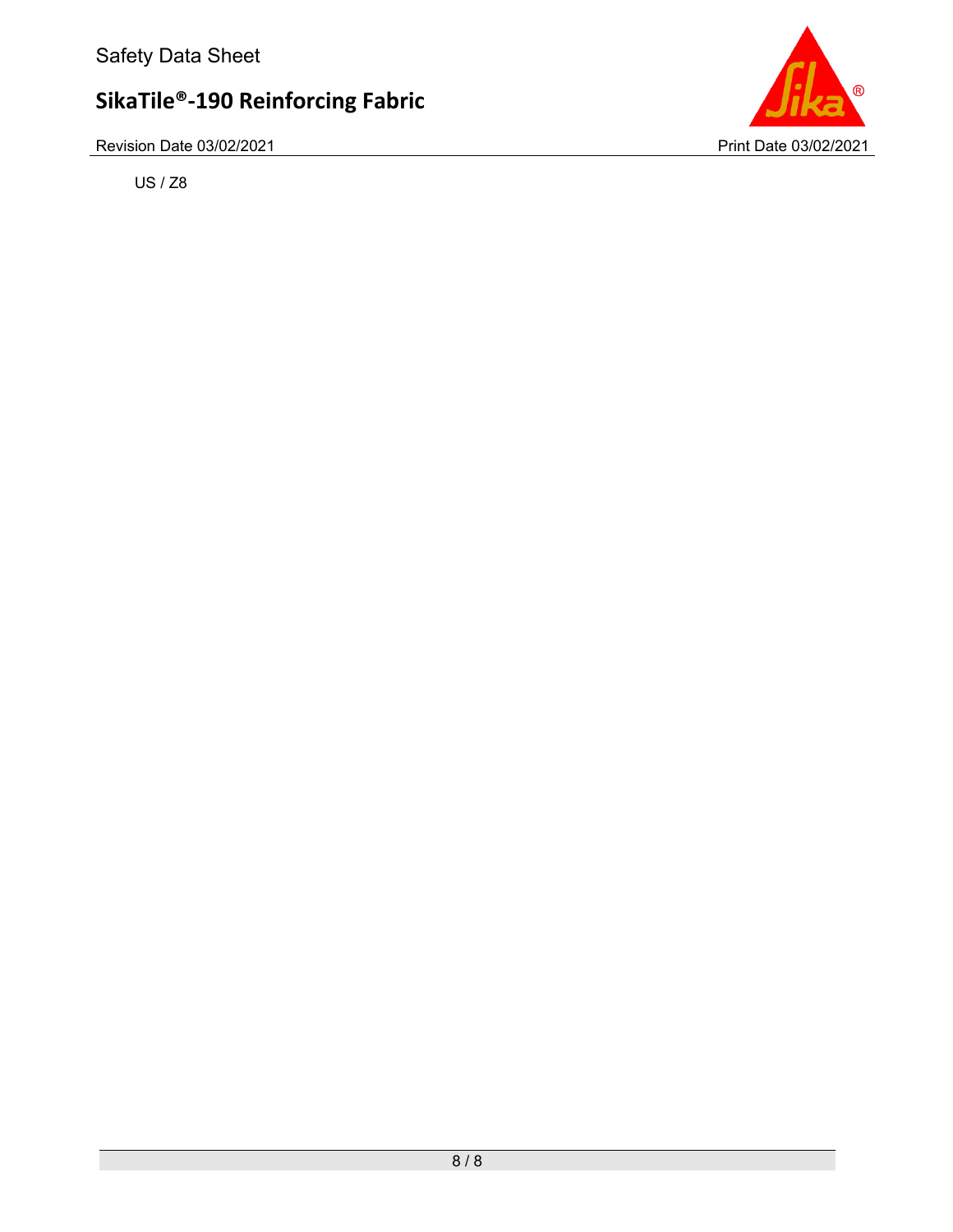US / Z8